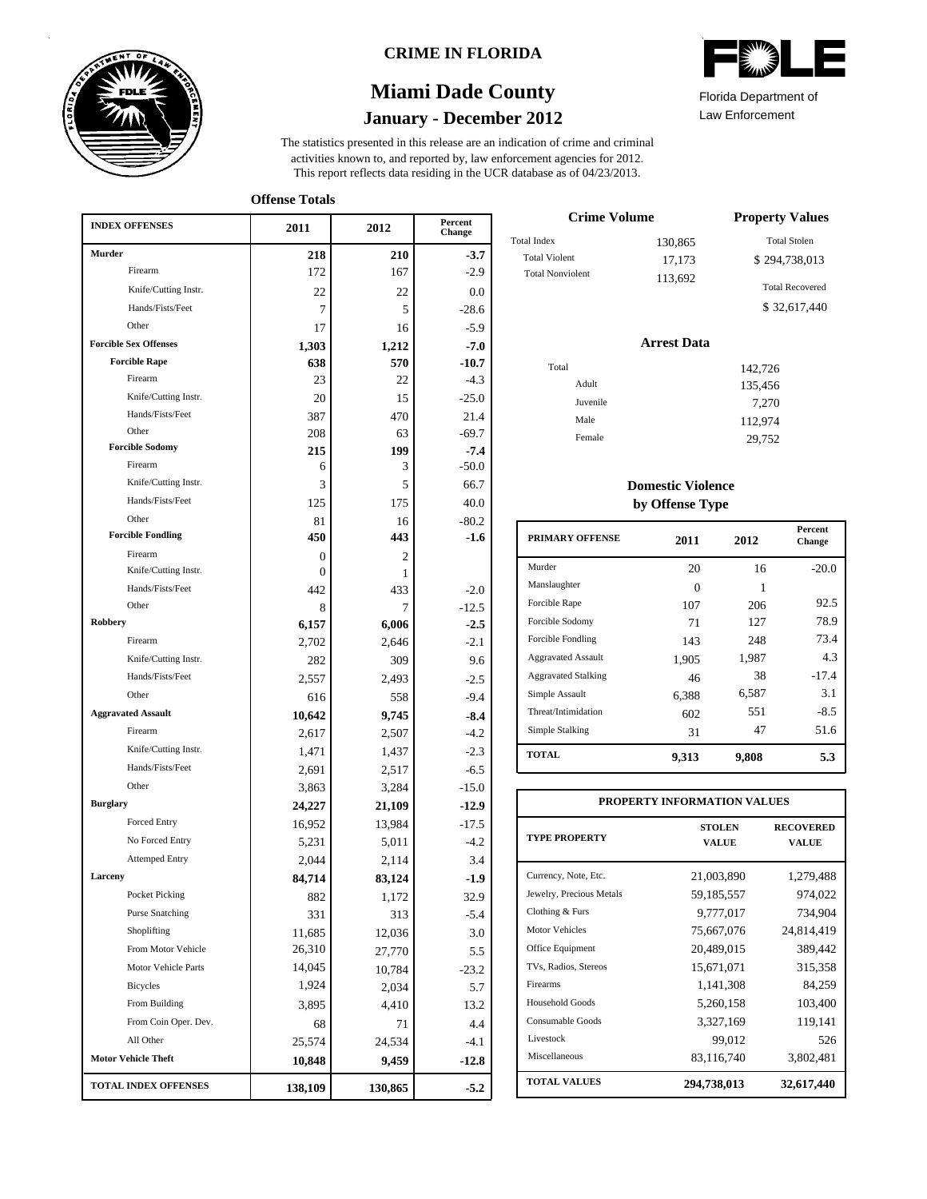CRIME IN FLORIDA

# Miami Dade County

## January - December 2012

Florida Department of Law Enforcement

The statistics presented in this release are an indication of crime and criminal activities known to, and reported by, law enforcement agencies for 2012. This report reflects data residing in the UCR database as of 04/23/2013.

### Offense Totals

| INDEX OFFENSES | 2011 | 2012 | Percent Change |
|---|---|---|---|
| **Murder** | **218** | **210** | **-3.7** |
| Firearm | 172 | 167 | -2.9 |
| Knife/Cutting Instr. | 22 | 22 | 0.0 |
| Hands/Fists/Feet | 7 | 5 | -28.6 |
| Other | 17 | 16 | -5.9 |
| **Forcible Sex Offenses** | **1,303** | **1,212** | **-7.0** |
| **Forcible Rape** | **638** | **570** | **-10.7** |
| Firearm | 23 | 22 | -4.3 |
| Knife/Cutting Instr. | 20 | 15 | -25.0 |
| Hands/Fists/Feet | 387 | 470 | 21.4 |
| Other | 208 | 63 | -69.7 |
| **Forcible Sodomy** | **215** | **199** | **-7.4** |
| Firearm | 6 | 3 | -50.0 |
| Knife/Cutting Instr. | 3 | 5 | 66.7 |
| Hands/Fists/Feet | 125 | 175 | 40.0 |
| Other | 81 | 16 | -80.2 |
| **Forcible Fondling** | **450** | **443** | **-1.6** |
| Firearm | 0 | 2 | |
| Knife/Cutting Instr. | 0 | 1 | |
| Hands/Fists/Feet | 442 | 433 | -2.0 |
| Other | 8 | 7 | -12.5 |
| **Robbery** | **6,157** | **6,006** | **-2.5** |
| Firearm | 2,702 | 2,646 | -2.1 |
| Knife/Cutting Instr. | 282 | 309 | 9.6 |
| Hands/Fists/Feet | 2,557 | 2,493 | -2.5 |
| Other | 616 | 558 | -9.4 |
| **Aggravated Assault** | **10,642** | **9,745** | **-8.4** |
| Firearm | 2,617 | 2,507 | -4.2 |
| Knife/Cutting Instr. | 1,471 | 1,437 | -2.3 |
| Hands/Fists/Feet | 2,691 | 2,517 | -6.5 |
| Other | 3,863 | 3,284 | -15.0 |
| **Burglary** | **24,227** | **21,109** | **-12.9** |
| Forced Entry | 16,952 | 13,984 | -17.5 |
| No Forced Entry | 5,231 | 5,011 | -4.2 |
| Attemped Entry | 2,044 | 2,114 | 3.4 |
| **Larceny** | **84,714** | **83,124** | **-1.9** |
| Pocket Picking | 882 | 1,172 | 32.9 |
| Purse Snatching | 331 | 313 | -5.4 |
| Shoplifting | 11,685 | 12,036 | 3.0 |
| From Motor Vehicle | 26,310 | 27,770 | 5.5 |
| Motor Vehicle Parts | 14,045 | 10,784 | -23.2 |
| Bicycles | 1,924 | 2,034 | 5.7 |
| From Building | 3,895 | 4,410 | 13.2 |
| From Coin Oper. Dev. | 68 | 71 | 4.4 |
| All Other | 25,574 | 24,534 | -4.1 |
| **Motor Vehicle Theft** | **10,848** | **9,459** | **-12.8** |
| **TOTAL INDEX OFFENSES** | **138,109** | **130,865** | **-5.2** |

### Crime Volume

| | |
|---|---|
| Total Index | 130,865 |
| Total Violent | 17,173 |
| Total Nonviolent | 113,692 |

### Property Values

| | |
|---|---|
| Total Stolen | $ 294,738,013 |
| Total Recovered | $ 32,617,440 |

### Arrest Data

| | |
|---|---|
| Total | 142,726 |
| Adult | 135,456 |
| Juvenile | 7,270 |
| Male | 112,974 |
| Female | 29,752 |

### Domestic Violence by Offense Type

| PRIMARY OFFENSE | 2011 | 2012 | Percent Change |
|---|---|---|---|
| Murder | 20 | 16 | -20.0 |
| Manslaughter | 0 | 1 | |
| Forcible Rape | 107 | 206 | 92.5 |
| Forcible Sodomy | 71 | 127 | 78.9 |
| Forcible Fondling | 143 | 248 | 73.4 |
| Aggravated Assault | 1,905 | 1,987 | 4.3 |
| Aggravated Stalking | 46 | 38 | -17.4 |
| Simple Assault | 6,388 | 6,587 | 3.1 |
| Threat/Intimidation | 602 | 551 | -8.5 |
| Simple Stalking | 31 | 47 | 51.6 |
| **TOTAL** | **9,313** | **9,808** | **5.3** |

### PROPERTY INFORMATION VALUES

| TYPE PROPERTY | STOLEN VALUE | RECOVERED VALUE |
|---|---|---|
| Currency, Note, Etc. | 21,003,890 | 1,279,488 |
| Jewelry, Precious Metals | 59,185,557 | 974,022 |
| Clothing & Furs | 9,777,017 | 734,904 |
| Motor Vehicles | 75,667,076 | 24,814,419 |
| Office Equipment | 20,489,015 | 389,442 |
| TVs, Radios, Stereos | 15,671,071 | 315,358 |
| Firearms | 1,141,308 | 84,259 |
| Household Goods | 5,260,158 | 103,400 |
| Consumable Goods | 3,327,169 | 119,141 |
| Livestock | 99,012 | 526 |
| Miscellaneous | 83,116,740 | 3,802,481 |
| **TOTAL VALUES** | **294,738,013** | **32,617,440** |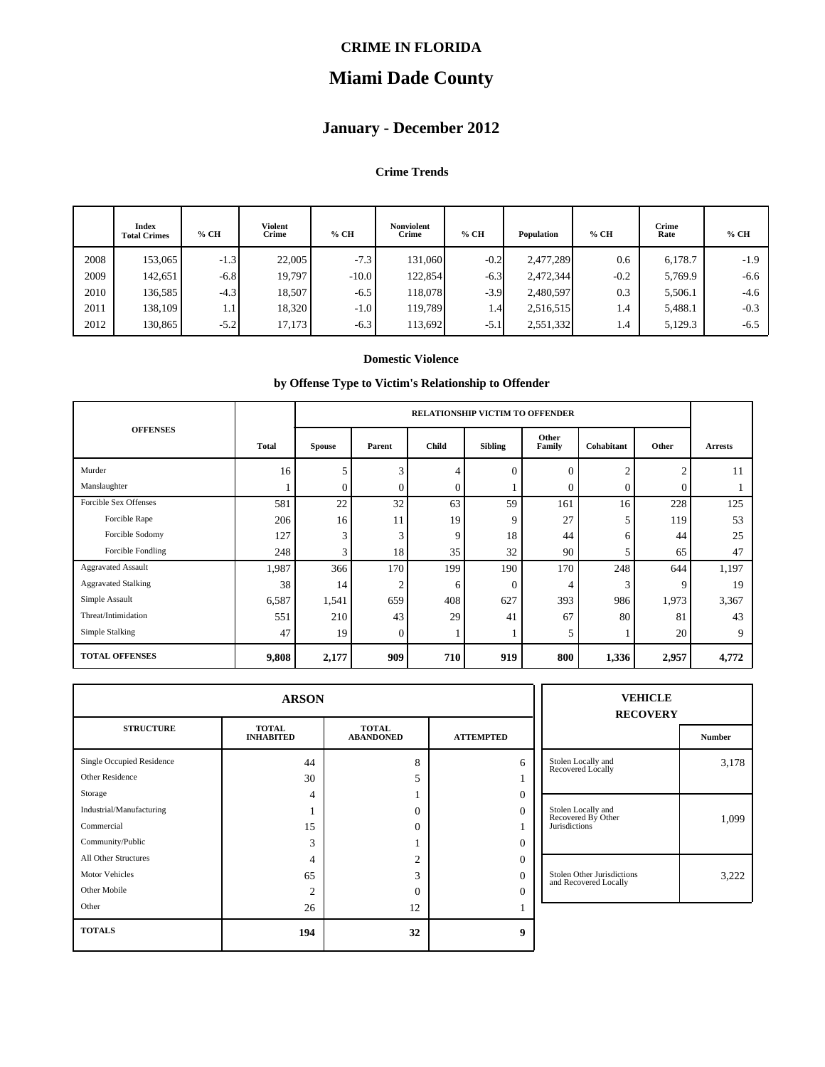**CRIME IN FLORIDA**

# Miami Dade County

## January - December 2012

### Crime Trends

| | Index Total Crimes | % CH | Violent Crime | % CH | Nonviolent Crime | % CH | Population | % CH | Crime Rate | % CH |
|---|---|---|---|---|---|---|---|---|---|---|
| 2008 | 153,065 | -1.3 | 22,005 | -7.3 | 131,060 | -0.2 | 2,477,289 | 0.6 | 6,178.7 | -1.9 |
| 2009 | 142,651 | -6.8 | 19,797 | -10.0 | 122,854 | -6.3 | 2,472,344 | -0.2 | 5,769.9 | -6.6 |
| 2010 | 136,585 | -4.3 | 18,507 | -6.5 | 118,078 | -3.9 | 2,480,597 | 0.3 | 5,506.1 | -4.6 |
| 2011 | 138,109 | 1.1 | 18,320 | -1.0 | 119,789 | 1.4 | 2,516,515 | 1.4 | 5,488.1 | -0.3 |
| 2012 | 130,865 | -5.2 | 17,173 | -6.3 | 113,692 | -5.1 | 2,551,332 | 1.4 | 5,129.3 | -6.5 |

### Domestic Violence

### by Offense Type to Victim's Relationship to Offender

| OFFENSES | Total | RELATIONSHIP VICTIM TO OFFENDER | | | | | | | Arrests |
|---|---|---|---|---|---|---|---|---|---|
| | | Spouse | Parent | Child | Sibling | Other Family | Cohabitant | Other | |
| Murder | 16 | 5 | 3 | 4 | 0 | 0 | 2 | 2 | 11 |
| Manslaughter | 1 | 0 | 0 | 0 | 1 | 0 | 0 | 0 | 1 |
| Forcible Sex Offenses | 581 | 22 | 32 | 63 | 59 | 161 | 16 | 228 | 125 |
| Forcible Rape | 206 | 16 | 11 | 19 | 9 | 27 | 5 | 119 | 53 |
| Forcible Sodomy | 127 | 3 | 3 | 9 | 18 | 44 | 6 | 44 | 25 |
| Forcible Fondling | 248 | 3 | 18 | 35 | 32 | 90 | 5 | 65 | 47 |
| Aggravated Assault | 1,987 | 366 | 170 | 199 | 190 | 170 | 248 | 644 | 1,197 |
| Aggravated Stalking | 38 | 14 | 2 | 6 | 0 | 4 | 3 | 9 | 19 |
| Simple Assault | 6,587 | 1,541 | 659 | 408 | 627 | 393 | 986 | 1,973 | 3,367 |
| Threat/Intimidation | 551 | 210 | 43 | 29 | 41 | 67 | 80 | 81 | 43 |
| Simple Stalking | 47 | 19 | 0 | 1 | 1 | 5 | 1 | 20 | 9 |
| **TOTAL OFFENSES** | **9,808** | **2,177** | **909** | **710** | **919** | **800** | **1,336** | **2,957** | **4,772** |

### ARSON

| STRUCTURE | TOTAL INHABITED | TOTAL ABANDONED | ATTEMPTED |
|---|---|---|---|
| Single Occupied Residence | 44 | 8 | 6 |
| Other Residence | 30 | 5 | 1 |
| Storage | 4 | 1 | 0 |
| Industrial/Manufacturing | 1 | 0 | 0 |
| Commercial | 15 | 0 | 1 |
| Community/Public | 3 | 1 | 0 |
| All Other Structures | 4 | 2 | 0 |
| Motor Vehicles | 65 | 3 | 0 |
| Other Mobile | 2 | 0 | 0 |
| Other | 26 | 12 | 1 |
| **TOTALS** | **194** | **32** | **9** |

### VEHICLE RECOVERY

| | Number |
|---|---|
| Stolen Locally and Recovered Locally | 3,178 |
| Stolen Locally and Recovered By Other Jurisdictions | 1,099 |
| Stolen Other Jurisdictions and Recovered Locally | 3,222 |